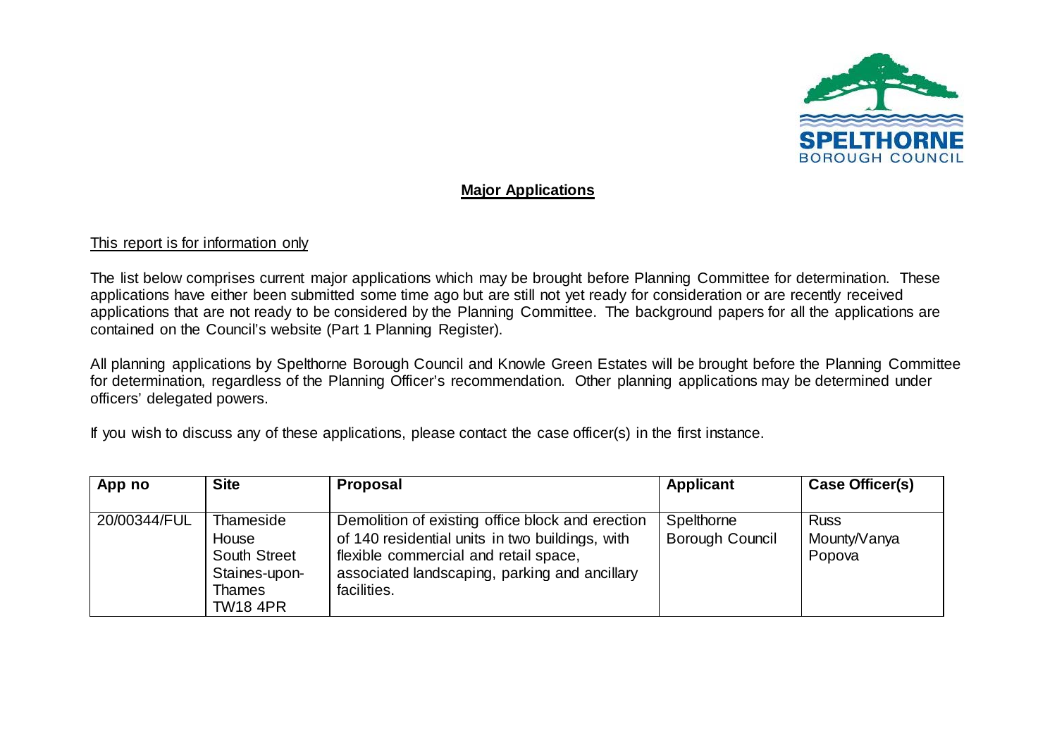## Major Applications

This report is for information only

The list below comprises current major applications which may be brought before Planning Committee for determination. These applications have either been submitted some time ago but are still not yet ready for consideration or are recently received applications that are not ready to be considered by the Planning Committee. The background papers for all the applications are contained on the Council's website (Part 1 Planning Register).

All planning applications by Spelthorne Borough Council and Knowle Green Estates will be brought before the Planning Committee for determination, regardless of the Planning Officer's recommendation. Other planning applications may be determined under officers' delegated powers.

If you wish to discuss any of these applications, please contact the case officer(s) in the first instance.

| App no | Site | Proposal | Applicant | Case Officer(s) |
| --- | --- | --- | --- | --- |
| 20/00344/FUL | Thameside House South Street Staines-upon-Thames TW18 4PR | Demolition of existing office block and erection of 140 residential units in two buildings, with flexible commercial and retail space, associated landscaping, parking and ancillary facilities. | Spelthorne Borough Council | Russ Mounty/Vanya Popova |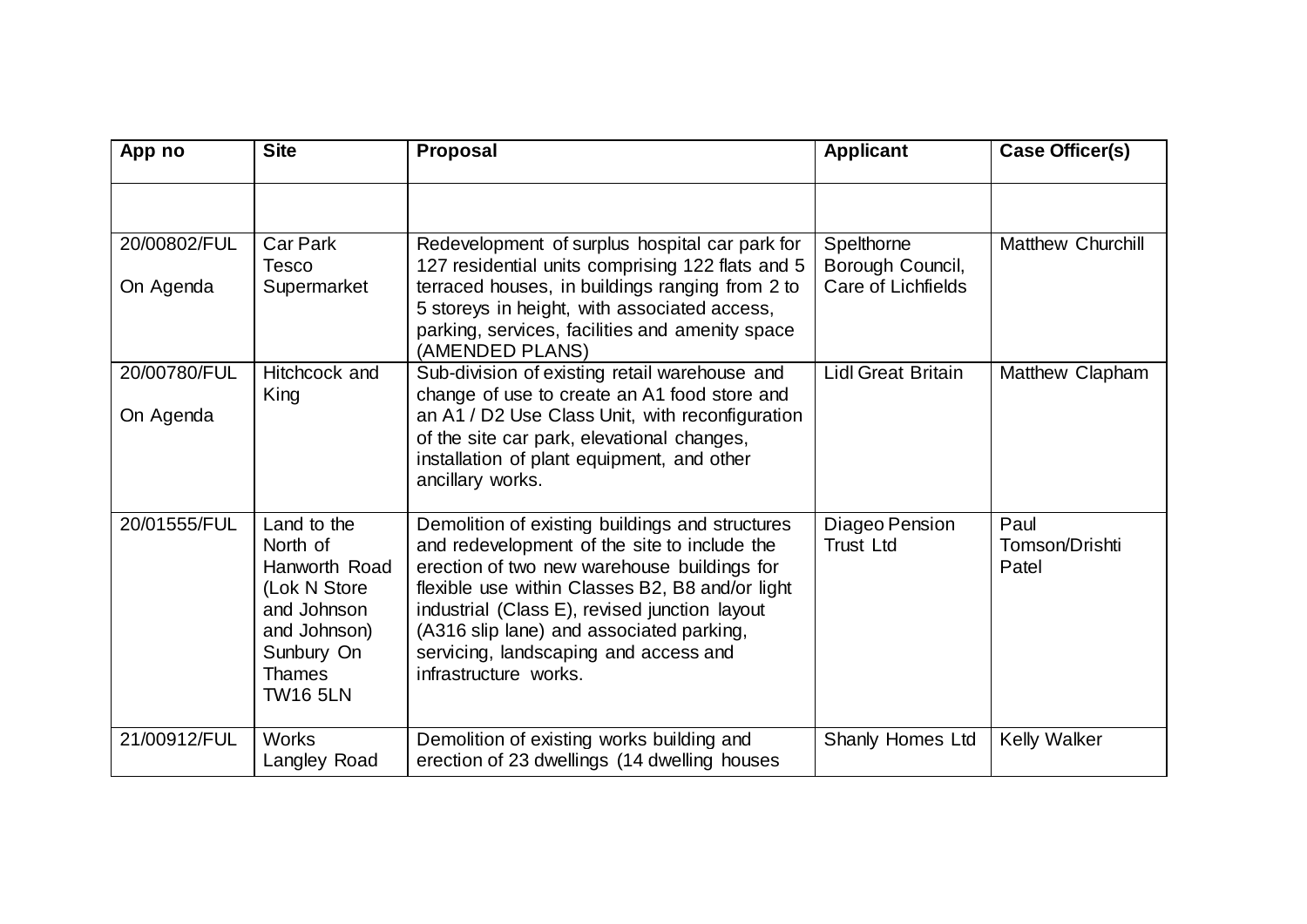| App no | Site | Proposal | Applicant | Case Officer(s) |
|---|---|---|---|---|
| | | | | |
| 20/00802/FUL<br><br>On Agenda | Car Park Tesco Supermarket | Redevelopment of surplus hospital car park for 127 residential units comprising 122 flats and 5 terraced houses, in buildings ranging from 2 to 5 storeys in height, with associated access, parking, services, facilities and amenity space (AMENDED PLANS) | Spelthorne Borough Council, Care of Lichfields | Matthew Churchill |
| 20/00780/FUL<br><br>On Agenda | Hitchcock and King | Sub-division of existing retail warehouse and change of use to create an A1 food store and an A1 / D2 Use Class Unit, with reconfiguration of the site car park, elevational changes, installation of plant equipment, and other ancillary works. | Lidl Great Britain | Matthew Clapham |
| 20/01555/FUL | Land to the North of Hanworth Road (Lok N Store and Johnson and Johnson) Sunbury On Thames TW16 5LN | Demolition of existing buildings and structures and redevelopment of the site to include the erection of two new warehouse buildings for flexible use within Classes B2, B8 and/or light industrial (Class E), revised junction layout (A316 slip lane) and associated parking, servicing, landscaping and access and infrastructure works. | Diageo Pension Trust Ltd | Paul Tomson/Drishti Patel |
| 21/00912/FUL | Works Langley Road | Demolition of existing works building and erection of 23 dwellings (14 dwelling houses | Shanly Homes Ltd | Kelly Walker |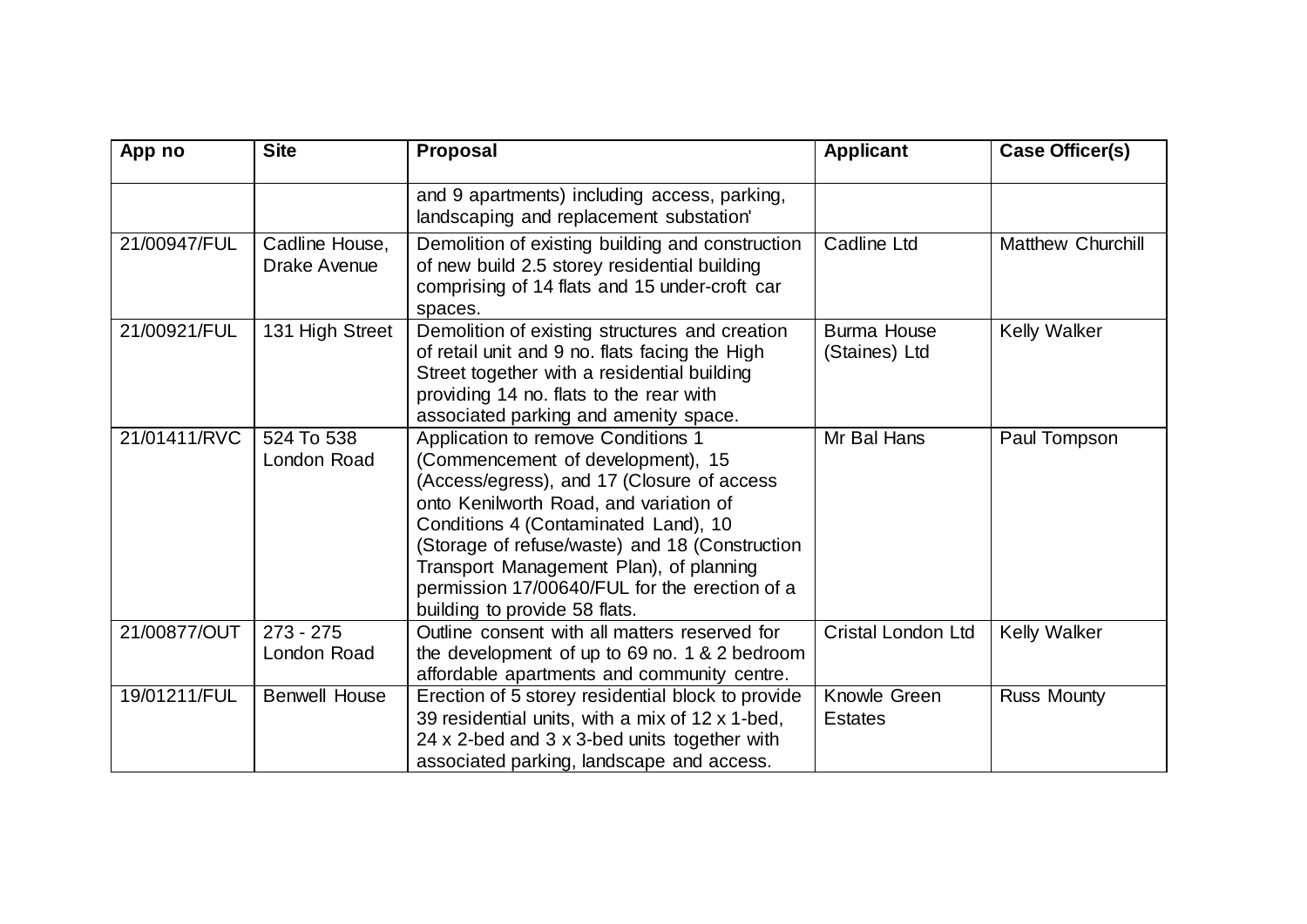| App no | Site | Proposal | Applicant | Case Officer(s) |
|---|---|---|---|---|
| | | and 9 apartments) including access, parking, landscaping and replacement substation' | | |
| 21/00947/FUL | Cadline House, Drake Avenue | Demolition of existing building and construction of new build 2.5 storey residential building comprising of 14 flats and 15 under-croft car spaces. | Cadline Ltd | Matthew Churchill |
| 21/00921/FUL | 131 High Street | Demolition of existing structures and creation of retail unit and 9 no. flats facing the High Street together with a residential building providing 14 no. flats to the rear with associated parking and amenity space. | Burma House (Staines) Ltd | Kelly Walker |
| 21/01411/RVC | 524 To 538 London Road | Application to remove Conditions 1 (Commencement of development), 15 (Access/egress), and 17 (Closure of access onto Kenilworth Road, and variation of Conditions 4 (Contaminated Land), 10 (Storage of refuse/waste) and 18 (Construction Transport Management Plan), of planning permission 17/00640/FUL for the erection of a building to provide 58 flats. | Mr Bal Hans | Paul Tompson |
| 21/00877/OUT | 273 - 275 London Road | Outline consent with all matters reserved for the development of up to 69 no. 1 & 2 bedroom affordable apartments and community centre. | Cristal London Ltd | Kelly Walker |
| 19/01211/FUL | Benwell House | Erection of 5 storey residential block to provide 39 residential units, with a mix of 12 x 1-bed, 24 x 2-bed and 3 x 3-bed units together with associated parking, landscape and access. | Knowle Green Estates | Russ Mounty |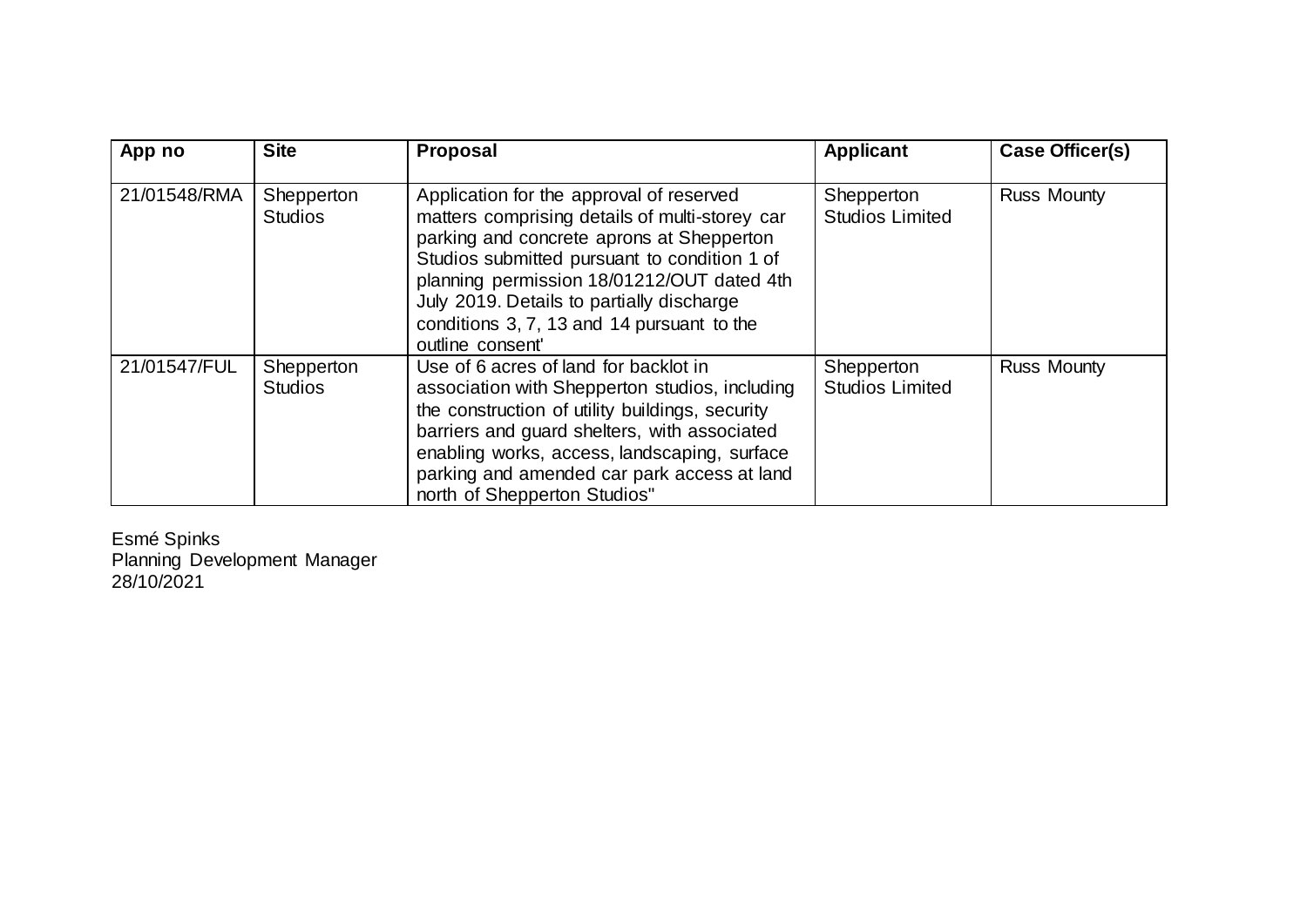| App no | Site | Proposal | Applicant | Case Officer(s) |
|---|---|---|---|---|
| 21/01548/RMA | Shepperton Studios | Application for the approval of reserved matters comprising details of multi-storey car parking and concrete aprons at Shepperton Studios submitted pursuant to condition 1 of planning permission 18/01212/OUT dated 4th July 2019. Details to partially discharge conditions 3, 7, 13 and 14 pursuant to the outline consent' | Shepperton Studios Limited | Russ Mounty |
| 21/01547/FUL | Shepperton Studios | Use of 6 acres of land for backlot in association with Shepperton studios, including the construction of utility buildings, security barriers and guard shelters, with associated enabling works, access, landscaping, surface parking and amended car park access at land north of Shepperton Studios" | Shepperton Studios Limited | Russ Mounty |

Esmé Spinks
Planning Development Manager
28/10/2021